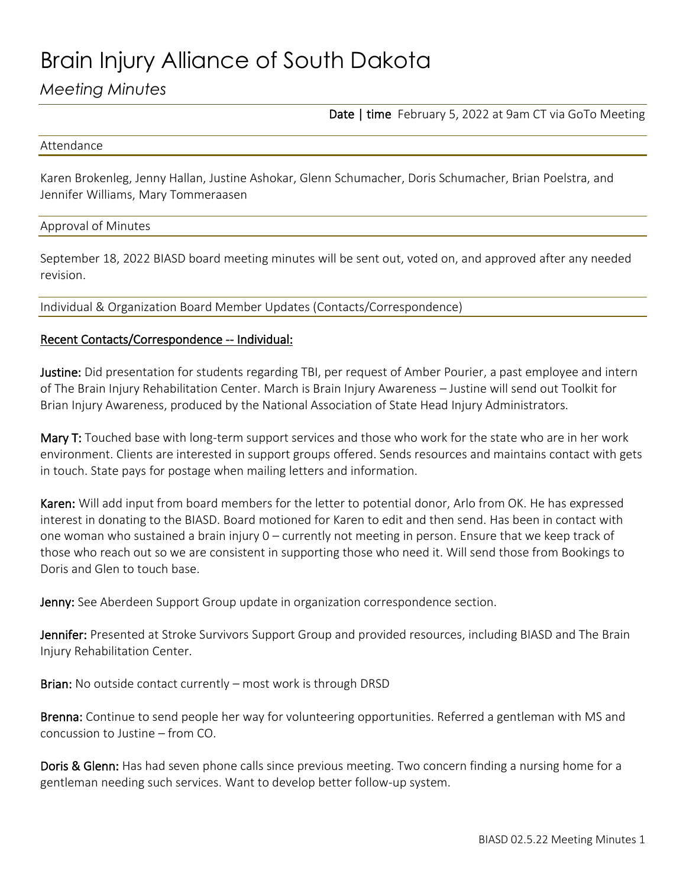# Brain Injury Alliance of South Dakota

## *Meeting Minutes*

**Date | time** February 5, 2022 at 9am CT via GoTo Meeting

### Attendance

Karen Brokenleg, Jenny Hallan, Justine Ashokar, Glenn Schumacher, Doris Schumacher, Brian Poelstra, and Jennifer Williams, Mary Tommeraasen

### Approval of Minutes

September 18, 2022 BIASD board meeting minutes will be sent out, voted on, and approved after any needed revision.

### Individual & Organization Board Member Updates (Contacts/Correspondence)

Recent Contacts/Correspondence -- Individual:

**Justine:** Did presentation for students regarding TBI, per request of Amber Pourier, a past employee and intern of The Brain Injury Rehabilitation Center. March is Brain Injury Awareness – Justine will send out Toolkit for Brian Injury Awareness, produced by the National Association of State Head Injury Administrators.

**Mary T:** Touched base with long-term support services and those who work for the state who are in her work environment. Clients are interested in support groups offered. Sends resources and maintains contact with gets in touch. State pays for postage when mailing letters and information.

**Karen:** Will add input from board members for the letter to potential donor, Arlo from OK. He has expressed interest in donating to the BIASD. Board motioned for Karen to edit and then send. Has been in contact with one woman who sustained a brain injury 0 – currently not meeting in person. Ensure that we keep track of those who reach out so we are consistent in supporting those who need it. Will send those from Bookings to Doris and Glen to touch base.

**Jenny:** See Aberdeen Support Group update in organization correspondence section.

**Jennifer:** Presented at Stroke Survivors Support Group and provided resources, including BIASD and The Brain Injury Rehabilitation Center.

**Brian:** No outside contact currently – most work is through DRSD

**Brenna:** Continue to send people her way for volunteering opportunities. Referred a gentleman with MS and concussion to Justine – from CO.

**Doris & Glenn:** Has had seven phone calls since previous meeting. Two concern finding a nursing home for a gentleman needing such services. Want to develop better follow-up system.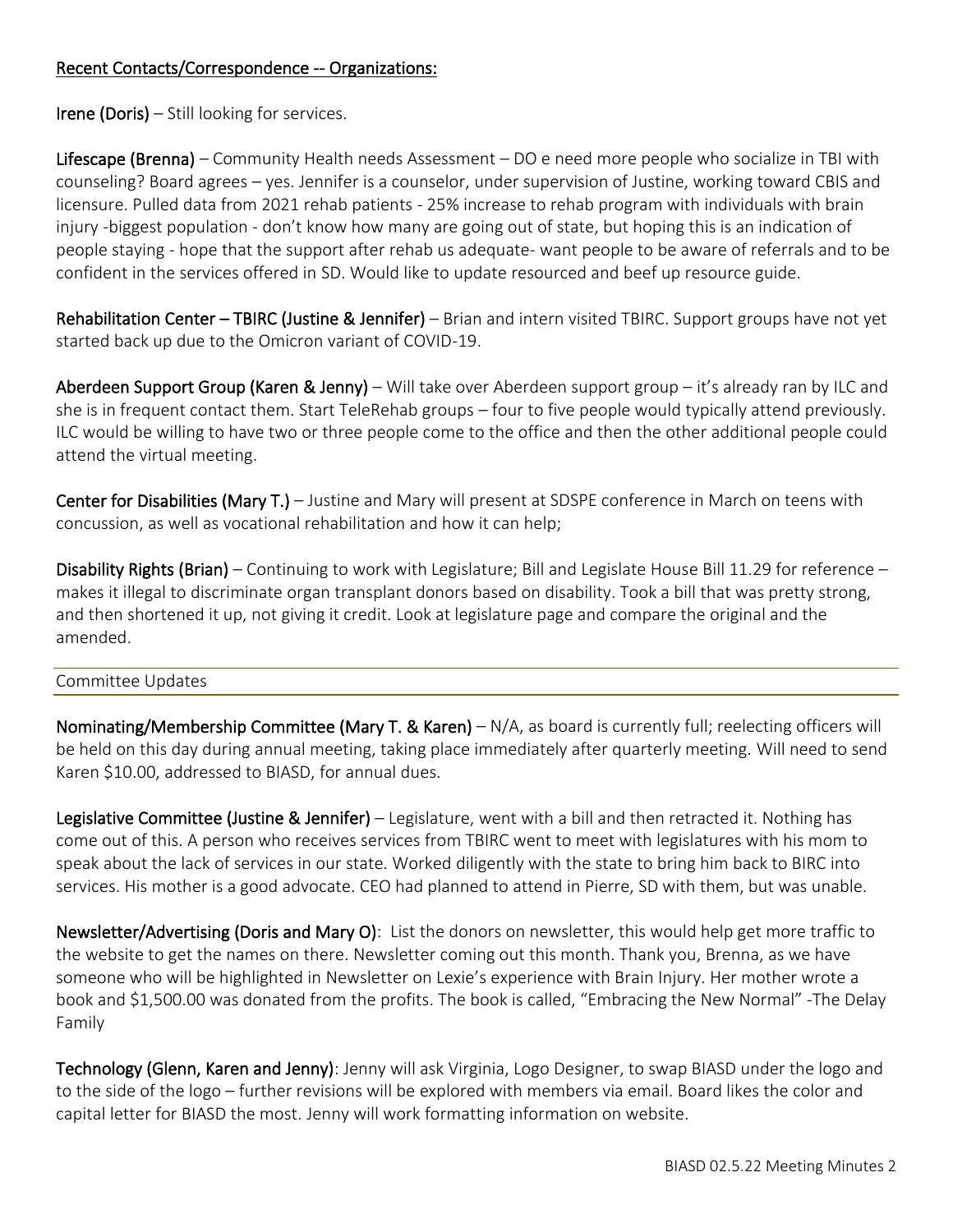## Recent Contacts/Correspondence -- Organizations:

**Irene (Doris)** – Still looking for services.

**Lifescape (Brenna)** – Community Health needs Assessment – DO e need more people who socialize in TBI with counseling? Board agrees – yes. Jennifer is a counselor, under supervision of Justine, working toward CBIS and licensure. Pulled data from 2021 rehab patients - 25% increase to rehab program with individuals with brain injury -biggest population - don't know how many are going out of state, but hoping this is an indication of people staying - hope that the support after rehab us adequate- want people to be aware of referrals and to be confident in the services offered in SD. Would like to update resourced and beef up resource guide.

**Rehabilitation Center – TBIRC (Justine & Jennifer)** – Brian and intern visited TBIRC. Support groups have not yet started back up due to the Omicron variant of COVID-19.

**Aberdeen Support Group (Karen & Jenny)** – Will take over Aberdeen support group – it's already ran by ILC and she is in frequent contact them. Start TeleRehab groups – four to five people would typically attend previously. ILC would be willing to have two or three people come to the office and then the other additional people could attend the virtual meeting.

**Center for Disabilities (Mary T.)** – Justine and Mary will present at SDSPE conference in March on teens with concussion, as well as vocational rehabilitation and how it can help;

**Disability Rights (Brian)** – Continuing to work with Legislature; Bill and Legislate House Bill 11.29 for reference – makes it illegal to discriminate organ transplant donors based on disability. Took a bill that was pretty strong, and then shortened it up, not giving it credit. Look at legislature page and compare the original and the amended.

## Committee Updates

**Nominating/Membership Committee (Mary T. & Karen)** – N/A, as board is currently full; reelecting officers will be held on this day during annual meeting, taking place immediately after quarterly meeting. Will need to send Karen $10.00, addressed to BIASD, for annual dues.

**Legislative Committee (Justine & Jennifer)** – Legislature, went with a bill and then retracted it. Nothing has come out of this. A person who receives services from TBIRC went to meet with legislatures with his mom to speak about the lack of services in our state. Worked diligently with the state to bring him back to BIRC into services. His mother is a good advocate. CEO had planned to attend in Pierre, SD with them, but was unable.

**Newsletter/Advertising (Doris and Mary O)**: List the donors on newsletter, this would help get more traffic to the website to get the names on there. Newsletter coming out this month. Thank you, Brenna, as we have someone who will be highlighted in Newsletter on Lexie's experience with Brain Injury. Her mother wrote a book and $1,500.00 was donated from the profits. The book is called, "Embracing the New Normal" -The Delay Family

**Technology (Glenn, Karen and Jenny)**: Jenny will ask Virginia, Logo Designer, to swap BIASD under the logo and to the side of the logo – further revisions will be explored with members via email. Board likes the color and capital letter for BIASD the most. Jenny will work formatting information on website.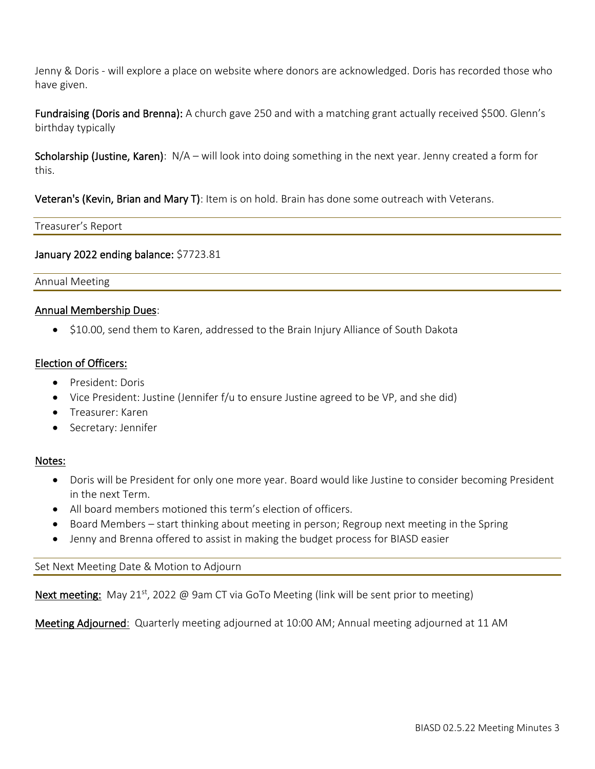Jenny & Doris - will explore a place on website where donors are acknowledged. Doris has recorded those who have given.

**Fundraising (Doris and Brenna):** A church gave 250 and with a matching grant actually received $500. Glenn's birthday typically

**Scholarship (Justine, Karen)**: N/A – will look into doing something in the next year. Jenny created a form for this.

**Veteran's (Kevin, Brian and Mary T)**: Item is on hold. Brain has done some outreach with Veterans.

## Treasurer's Report

**January 2022 ending balance:** $7723.81

## Annual Meeting

**Annual Membership Dues**:

- $10.00, send them to Karen, addressed to the Brain Injury Alliance of South Dakota

**Election of Officers:**

- President: Doris
- Vice President: Justine (Jennifer f/u to ensure Justine agreed to be VP, and she did)
- Treasurer: Karen
- Secretary: Jennifer

**Notes:**

- Doris will be President for only one more year. Board would like Justine to consider becoming President in the next Term.
- All board members motioned this term's election of officers.
- Board Members – start thinking about meeting in person; Regroup next meeting in the Spring
- Jenny and Brenna offered to assist in making the budget process for BIASD easier

## Set Next Meeting Date & Motion to Adjourn

**Next meeting:** May 21st, 2022 @ 9am CT via GoTo Meeting (link will be sent prior to meeting)

**Meeting Adjourned**: Quarterly meeting adjourned at 10:00 AM; Annual meeting adjourned at 11 AM